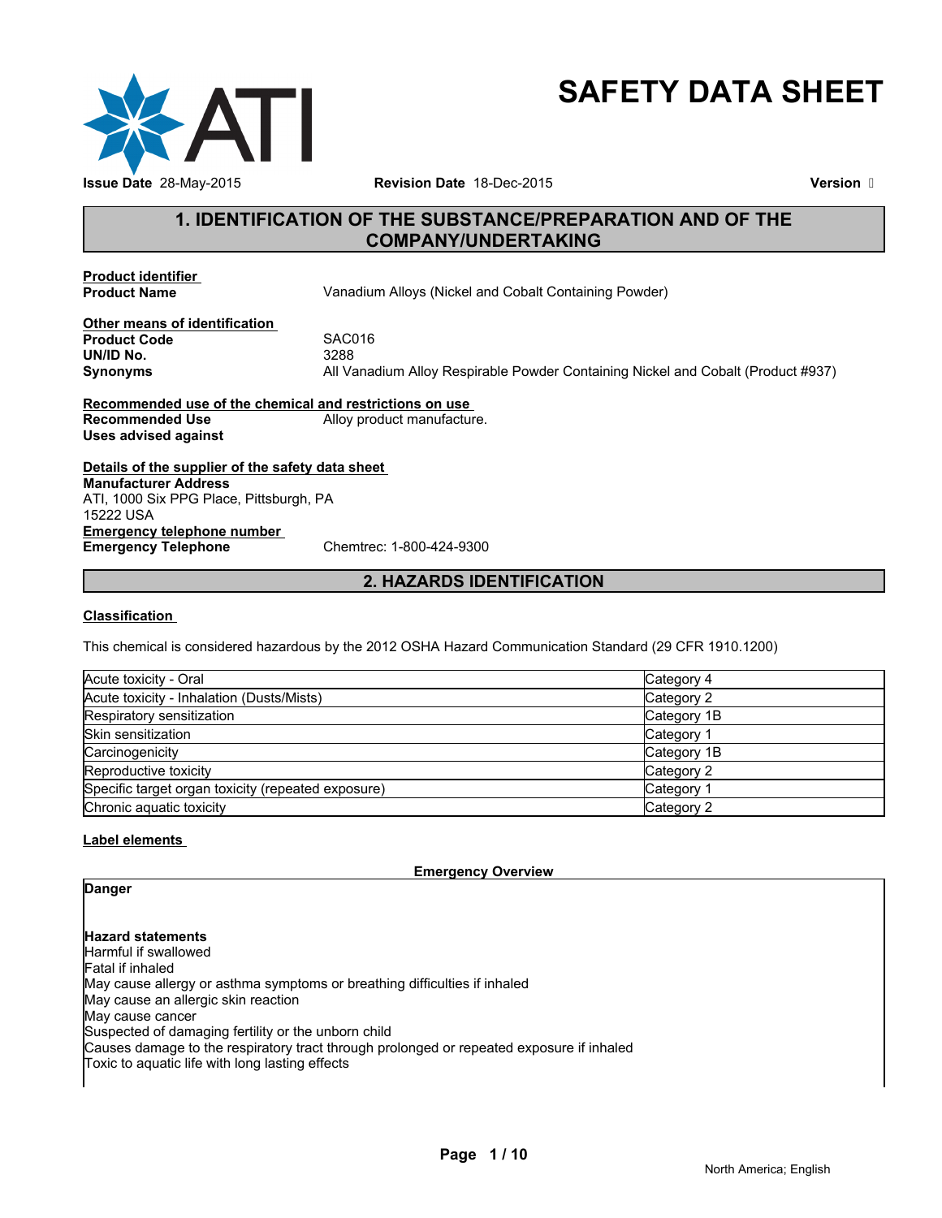# SAFETY DATA SHEET

**Issue Date** 28-May-2015 **Revision Date** 18-Dec-2015 **Version** 

## 1. IDENTIFICATION OF THE SUBSTANCE/PREPARATION AND OF THE COMPANY/UNDERTAKING

**Product identifier**

**Product Name** Vanadium Alloys (Nickel and Cobalt Containing Powder)

**Other means of identification**

**Product Code** SAC016

**UN/ID No.** 3288

**Synonyms** All Vanadium Alloy Respirable Powder Containing Nickel and Cobalt (Product #937)

**Recommended use of the chemical and restrictions on use**

**Recommended Use** Alloy product manufacture.

**Uses advised against**

**Details of the supplier of the safety data sheet**

**Manufacturer Address**
ATI, 1000 Six PPG Place, Pittsburgh, PA
15222 USA

**Emergency telephone number**

**Emergency Telephone** Chemtrec: 1-800-424-9300

## 2. HAZARDS IDENTIFICATION

**Classification**

This chemical is considered hazardous by the 2012 OSHA Hazard Communication Standard (29 CFR 1910.1200)

| | |
|---|---|
| Acute toxicity - Oral | Category 4 |
| Acute toxicity - Inhalation (Dusts/Mists) | Category 2 |
| Respiratory sensitization | Category 1B |
| Skin sensitization | Category 1 |
| Carcinogenicity | Category 1B |
| Reproductive toxicity | Category 2 |
| Specific target organ toxicity (repeated exposure) | Category 1 |
| Chronic aquatic toxicity | Category 2 |

**Label elements**

**Emergency Overview**

**Danger**

**Hazard statements**

Harmful if swallowed
Fatal if inhaled
May cause allergy or asthma symptoms or breathing difficulties if inhaled
May cause an allergic skin reaction
May cause cancer
Suspected of damaging fertility or the unborn child
Causes damage to the respiratory tract through prolonged or repeated exposure if inhaled
Toxic to aquatic life with long lasting effects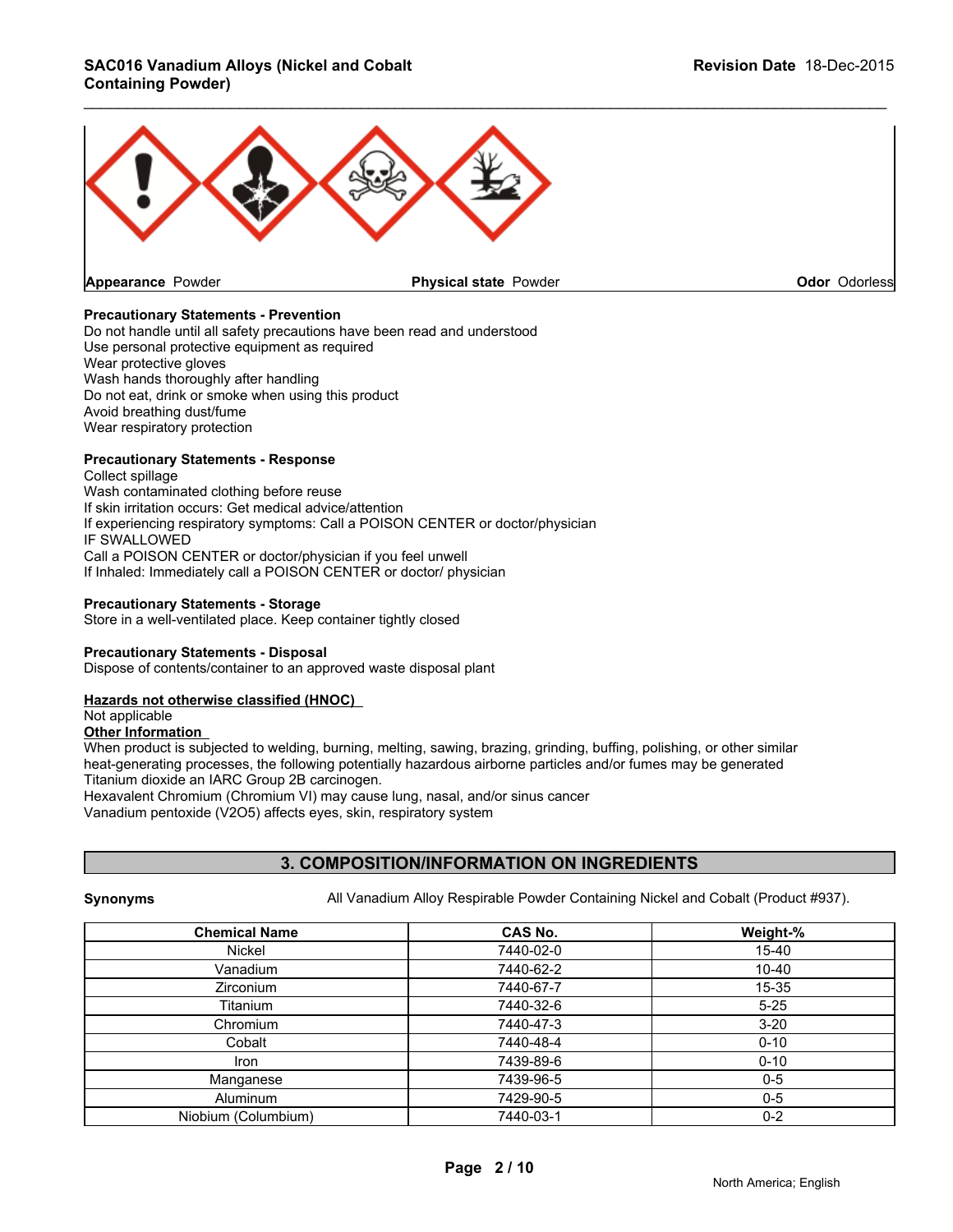Appearance Powder | Physical state Powder | Odor Odorless

**Precautionary Statements - Prevention**
Do not handle until all safety precautions have been read and understood
Use personal protective equipment as required
Wear protective gloves
Wash hands thoroughly after handling
Do not eat, drink or smoke when using this product
Avoid breathing dust/fume
Wear respiratory protection

**Precautionary Statements - Response**
Collect spillage
Wash contaminated clothing before reuse
If skin irritation occurs: Get medical advice/attention
If experiencing respiratory symptoms: Call a POISON CENTER or doctor/physician
IF SWALLOWED
Call a POISON CENTER or doctor/physician if you feel unwell
If Inhaled: Immediately call a POISON CENTER or doctor/ physician

**Precautionary Statements - Storage**
Store in a well-ventilated place. Keep container tightly closed

**Precautionary Statements - Disposal**
Dispose of contents/container to an approved waste disposal plant

**Hazards not otherwise classified (HNOC)**
Not applicable

**Other Information**
When product is subjected to welding, burning, melting, sawing, brazing, grinding, buffing, polishing, or other similar heat-generating processes, the following potentially hazardous airborne particles and/or fumes may be generated
Titanium dioxide an IARC Group 2B carcinogen.
Hexavalent Chromium (Chromium VI) may cause lung, nasal, and/or sinus cancer
Vanadium pentoxide ($V_2O_5$) affects eyes, skin, respiratory system

## 3. COMPOSITION/INFORMATION ON INGREDIENTS

**Synonyms** All Vanadium Alloy Respirable Powder Containing Nickel and Cobalt (Product #937).

| Chemical Name | CAS No. | Weight-% |
|---|---|---|
| Nickel | 7440-02-0 | 15-40 |
| Vanadium | 7440-62-2 | 10-40 |
| Zirconium | 7440-67-7 | 15-35 |
| Titanium | 7440-32-6 | 5-25 |
| Chromium | 7440-47-3 | 3-20 |
| Cobalt | 7440-48-4 | 0-10 |
| Iron | 7439-89-6 | 0-10 |
| Manganese | 7439-96-5 | 0-5 |
| Aluminum | 7429-90-5 | 0-5 |
| Niobium (Columbium) | 7440-03-1 | 0-2 |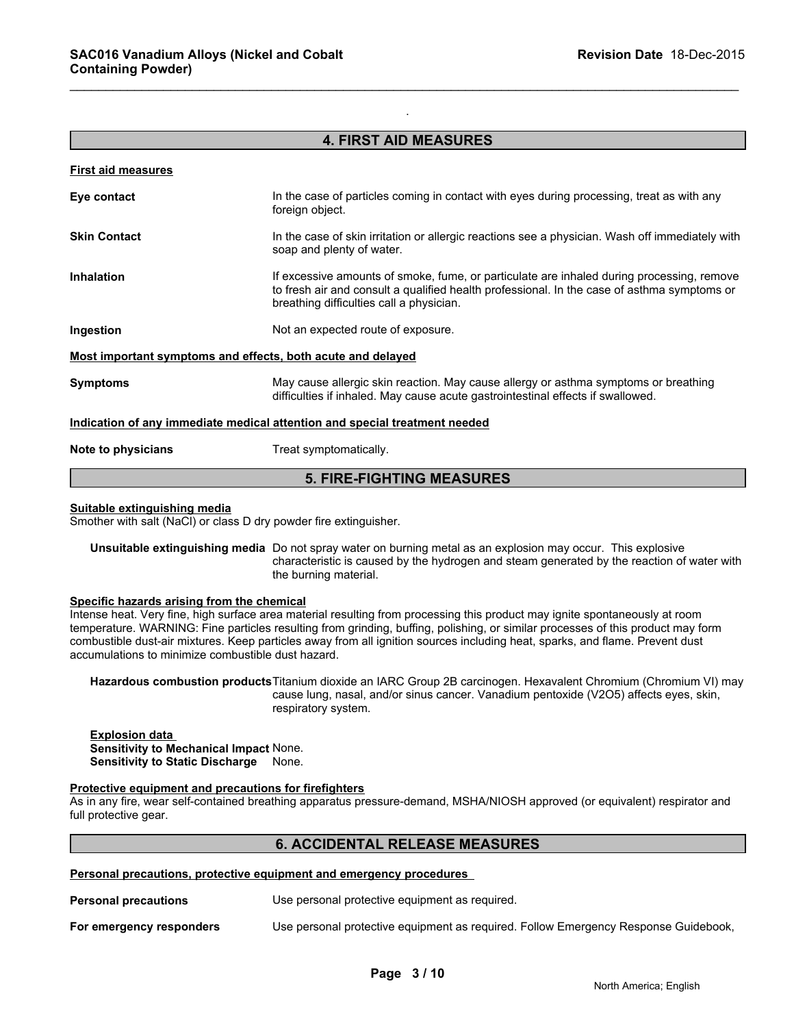## 4. FIRST AID MEASURES

**First aid measures**

**Eye contact** In the case of particles coming in contact with eyes during processing, treat as with any foreign object.

**Skin Contact** In the case of skin irritation or allergic reactions see a physician. Wash off immediately with soap and plenty of water.

**Inhalation** If excessive amounts of smoke, fume, or particulate are inhaled during processing, remove to fresh air and consult a qualified health professional. In the case of asthma symptoms or breathing difficulties call a physician.

**Ingestion** Not an expected route of exposure.

**Most important symptoms and effects, both acute and delayed**

**Symptoms** May cause allergic skin reaction. May cause allergy or asthma symptoms or breathing difficulties if inhaled. May cause acute gastrointestinal effects if swallowed.

**Indication of any immediate medical attention and special treatment needed**

**Note to physicians** Treat symptomatically.

## 5. FIRE-FIGHTING MEASURES

**Suitable extinguishing media**
Smother with salt (NaCl) or class D dry powder fire extinguisher.

**Unsuitable extinguishing media** Do not spray water on burning metal as an explosion may occur. This explosive characteristic is caused by the hydrogen and steam generated by the reaction of water with the burning material.

**Specific hazards arising from the chemical**
Intense heat. Very fine, high surface area material resulting from processing this product may ignite spontaneously at room temperature. WARNING: Fine particles resulting from grinding, buffing, polishing, or similar processes of this product may form combustible dust-air mixtures. Keep particles away from all ignition sources including heat, sparks, and flame. Prevent dust accumulations to minimize combustible dust hazard.

**Hazardous combustion products** Titanium dioxide an IARC Group 2B carcinogen. Hexavalent Chromium (Chromium VI) may cause lung, nasal, and/or sinus cancer. Vanadium pentoxide ($V_2O_5$) affects eyes, skin, respiratory system.

**Explosion data**
**Sensitivity to Mechanical Impact** None.
**Sensitivity to Static Discharge** None.

**Protective equipment and precautions for firefighters**
As in any fire, wear self-contained breathing apparatus pressure-demand, MSHA/NIOSH approved (or equivalent) respirator and full protective gear.

## 6. ACCIDENTAL RELEASE MEASURES

**Personal precautions, protective equipment and emergency procedures**

**Personal precautions** Use personal protective equipment as required.

**For emergency responders** Use personal protective equipment as required. Follow Emergency Response Guidebook,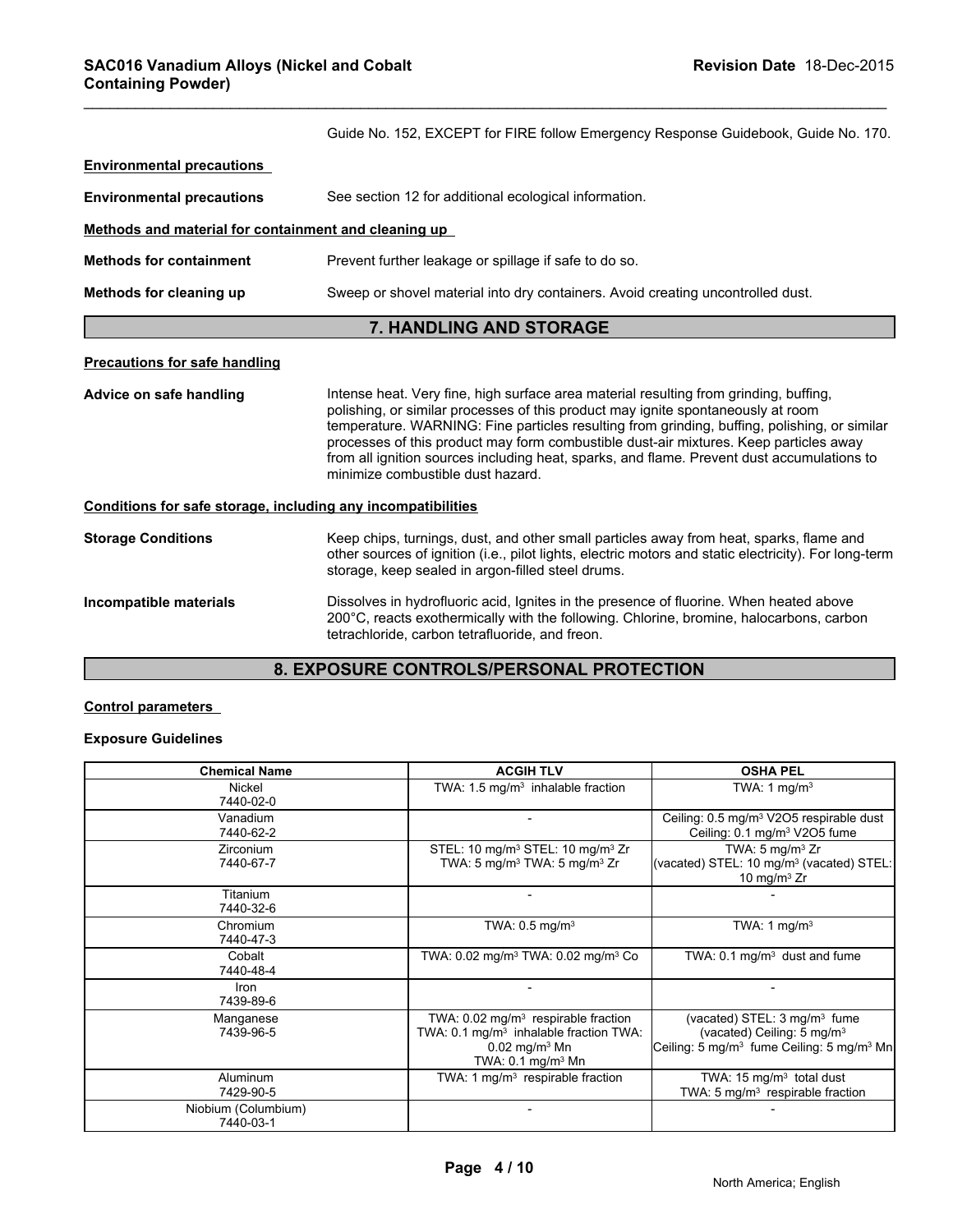Guide No. 152, EXCEPT for FIRE follow Emergency Response Guidebook, Guide No. 170.

**Environmental precautions**

**Environmental precautions** See section 12 for additional ecological information.

**Methods and material for containment and cleaning up**

**Methods for containment** Prevent further leakage or spillage if safe to do so.

**Methods for cleaning up** Sweep or shovel material into dry containers. Avoid creating uncontrolled dust.

## 7. HANDLING AND STORAGE

**Precautions for safe handling**

**Advice on safe handling** Intense heat. Very fine, high surface area material resulting from grinding, buffing, polishing, or similar processes of this product may ignite spontaneously at room temperature. WARNING: Fine particles resulting from grinding, buffing, polishing, or similar processes of this product may form combustible dust-air mixtures. Keep particles away from all ignition sources including heat, sparks, and flame. Prevent dust accumulations to minimize combustible dust hazard.

**Conditions for safe storage, including any incompatibilities**

**Storage Conditions** Keep chips, turnings, dust, and other small particles away from heat, sparks, flame and other sources of ignition (i.e., pilot lights, electric motors and static electricity). For long-term storage, keep sealed in argon-filled steel drums.

**Incompatible materials** Dissolves in hydrofluoric acid, Ignites in the presence of fluorine. When heated above 200°C, reacts exothermically with the following. Chlorine, bromine, halocarbons, carbon tetrachloride, carbon tetrafluoride, and freon.

## 8. EXPOSURE CONTROLS/PERSONAL PROTECTION

**Control parameters**

**Exposure Guidelines**

| Chemical Name | ACGIH TLV | OSHA PEL |
|---|---|---|
| Nickel<br>7440-02-0 | TWA: 1.5 mg/m$^3$ inhalable fraction | TWA: 1 mg/m$^3$ |
| Vanadium<br>7440-62-2 | - | Ceiling: 0.5 mg/m$^3$ $V_2O_5$ respirable dust<br>Ceiling: 0.1 mg/m$^3$ $V_2O_5$ fume |
| Zirconium<br>7440-67-7 | STEL: 10 mg/m$^3$ STEL: 10 mg/m$^3$ Zr<br>TWA: 5 mg/m$^3$ TWA: 5 mg/m$^3$ Zr | TWA: 5 mg/m$^3$ Zr<br>(vacated) STEL: 10 mg/m$^3$ (vacated) STEL: 10 mg/m$^3$ Zr |
| Titanium<br>7440-32-6 | - | - |
| Chromium<br>7440-47-3 | TWA: 0.5 mg/m$^3$ | TWA: 1 mg/m$^3$ |
| Cobalt<br>7440-48-4 | TWA: 0.02 mg/m$^3$ TWA: 0.02 mg/m$^3$ Co | TWA: 0.1 mg/m$^3$ dust and fume |
| Iron<br>7439-89-6 | - | - |
| Manganese<br>7439-96-5 | TWA: 0.02 mg/m$^3$ respirable fraction<br>TWA: 0.1 mg/m$^3$ inhalable fraction TWA: 0.02 mg/m$^3$ Mn<br>TWA: 0.1 mg/m$^3$ Mn | (vacated) STEL: 3 mg/m$^3$ fume<br>(vacated) Ceiling: 5 mg/m$^3$<br>Ceiling: 5 mg/m$^3$ fume Ceiling: 5 mg/m$^3$ Mn |
| Aluminum<br>7429-90-5 | TWA: 1 mg/m$^3$ respirable fraction | TWA: 15 mg/m$^3$ total dust<br>TWA: 5 mg/m$^3$ respirable fraction |
| Niobium (Columbium)<br>7440-03-1 | - | - |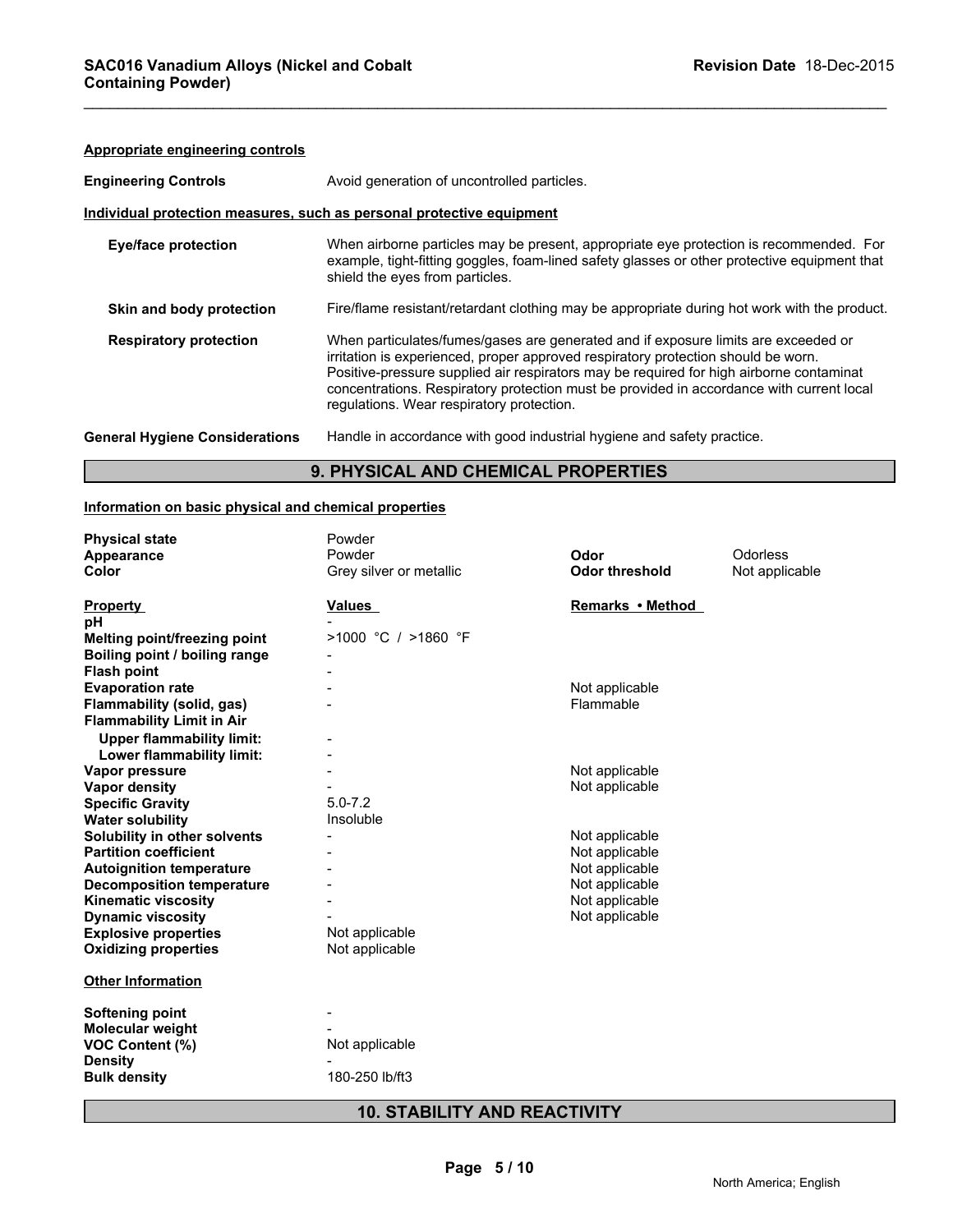**Appropriate engineering controls**

| | |
|---|---|
| **Engineering Controls** | Avoid generation of uncontrolled particles. |

**Individual protection measures, such as personal protective equipment**

| | |
|---|---|
| **Eye/face protection** | When airborne particles may be present, appropriate eye protection is recommended. For example, tight-fitting goggles, foam-lined safety glasses or other protective equipment that shield the eyes from particles. |
| **Skin and body protection** | Fire/flame resistant/retardant clothing may be appropriate during hot work with the product. |
| **Respiratory protection** | When particulates/fumes/gases are generated and if exposure limits are exceeded or irritation is experienced, proper approved respiratory protection should be worn. Positive-pressure supplied air respirators may be required for high airborne contaminat concentrations. Respiratory protection must be provided in accordance with current local regulations. Wear respiratory protection. |
| **General Hygiene Considerations** | Handle in accordance with good industrial hygiene and safety practice. |

## 9. PHYSICAL AND CHEMICAL PROPERTIES

**Information on basic physical and chemical properties**

| | | | |
|---|---|---|---|
| **Physical state** | Powder | | |
| **Appearance** | Powder | **Odor** | Odorless |
| **Color** | Grey silver or metallic | **Odor threshold** | Not applicable |

| **Property** | **Values** | **Remarks • Method** |
|---|---|---|
| **pH** | - | |
| **Melting point/freezing point** | >1000 °C / >1860 °F | |
| **Boiling point / boiling range** | - | |
| **Flash point** | - | |
| **Evaporation rate** | - | Not applicable |
| **Flammability (solid, gas)** | - | Flammable |
| **Flammability Limit in Air** | | |
| **Upper flammability limit:** | - | |
| **Lower flammability limit:** | - | |
| **Vapor pressure** | - | Not applicable |
| **Vapor density** | - | Not applicable |
| **Specific Gravity** | 5.0-7.2 | |
| **Water solubility** | Insoluble | |
| **Solubility in other solvents** | - | Not applicable |
| **Partition coefficient** | - | Not applicable |
| **Autoignition temperature** | - | Not applicable |
| **Decomposition temperature** | - | Not applicable |
| **Kinematic viscosity** | - | Not applicable |
| **Dynamic viscosity** | - | Not applicable |
| **Explosive properties** | Not applicable | |
| **Oxidizing properties** | Not applicable | |

**Other Information**

| | |
|---|---|
| **Softening point** | - |
| **Molecular weight** | - |
| **VOC Content (%)** | Not applicable |
| **Density** | - |
| **Bulk density** | 180-250 lb/ft3 |

## 10. STABILITY AND REACTIVITY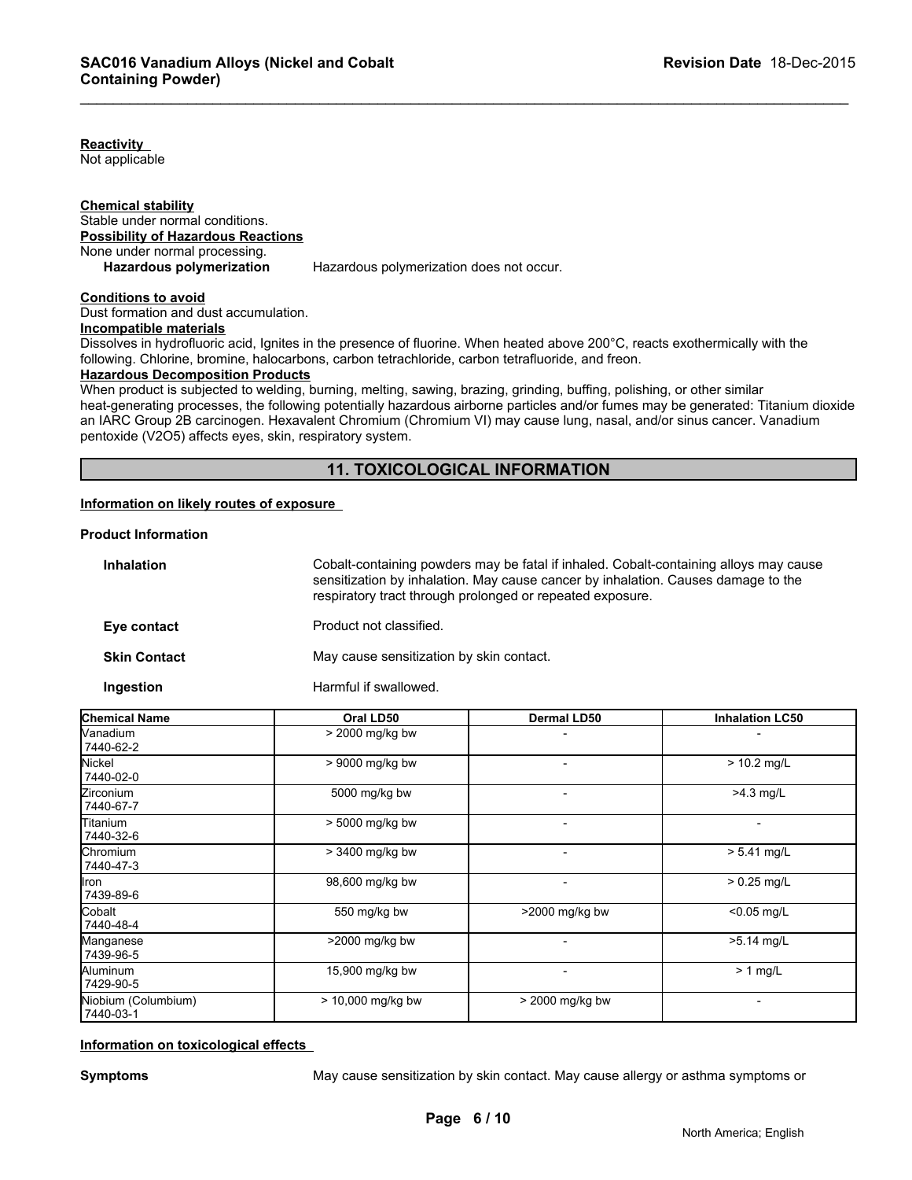**Reactivity**
Not applicable

**Chemical stability**
Stable under normal conditions.

**Possibility of Hazardous Reactions**
None under normal processing.

**Hazardous polymerization** Hazardous polymerization does not occur.

**Conditions to avoid**
Dust formation and dust accumulation.

**Incompatible materials**
Dissolves in hydrofluoric acid, Ignites in the presence of fluorine. When heated above 200°C, reacts exothermically with the following. Chlorine, bromine, halocarbons, carbon tetrachloride, carbon tetrafluoride, and freon.

**Hazardous Decomposition Products**
When product is subjected to welding, burning, melting, sawing, brazing, grinding, buffing, polishing, or other similar heat-generating processes, the following potentially hazardous airborne particles and/or fumes may be generated: Titanium dioxide an IARC Group 2B carcinogen. Hexavalent Chromium (Chromium VI) may cause lung, nasal, and/or sinus cancer. Vanadium pentoxide ($V_2O_5$) affects eyes, skin, respiratory system.

## 11. TOXICOLOGICAL INFORMATION

**Information on likely routes of exposure**

**Product Information**

**Inhalation** Cobalt-containing powders may be fatal if inhaled. Cobalt-containing alloys may cause sensitization by inhalation. May cause cancer by inhalation. Causes damage to the respiratory tract through prolonged or repeated exposure.

**Eye contact** Product not classified.

**Skin Contact** May cause sensitization by skin contact.

**Ingestion** Harmful if swallowed.

| Chemical Name | Oral LD50 | Dermal LD50 | Inhalation LC50 |
|---|---|---|---|
| Vanadium 7440-62-2 | > 2000 mg/kg bw | - | - |
| Nickel 7440-02-0 | > 9000 mg/kg bw | - | > 10.2 mg/L |
| Zirconium 7440-67-7 | 5000 mg/kg bw | - | >4.3 mg/L |
| Titanium 7440-32-6 | > 5000 mg/kg bw | - | - |
| Chromium 7440-47-3 | > 3400 mg/kg bw | - | > 5.41 mg/L |
| Iron 7439-89-6 | 98,600 mg/kg bw | - | > 0.25 mg/L |
| Cobalt 7440-48-4 | 550 mg/kg bw | >2000 mg/kg bw | <0.05 mg/L |
| Manganese 7439-96-5 | >2000 mg/kg bw | - | >5.14 mg/L |
| Aluminum 7429-90-5 | 15,900 mg/kg bw | - | > 1 mg/L |
| Niobium (Columbium) 7440-03-1 | > 10,000 mg/kg bw | > 2000 mg/kg bw | - |

**Information on toxicological effects**

**Symptoms** May cause sensitization by skin contact. May cause allergy or asthma symptoms or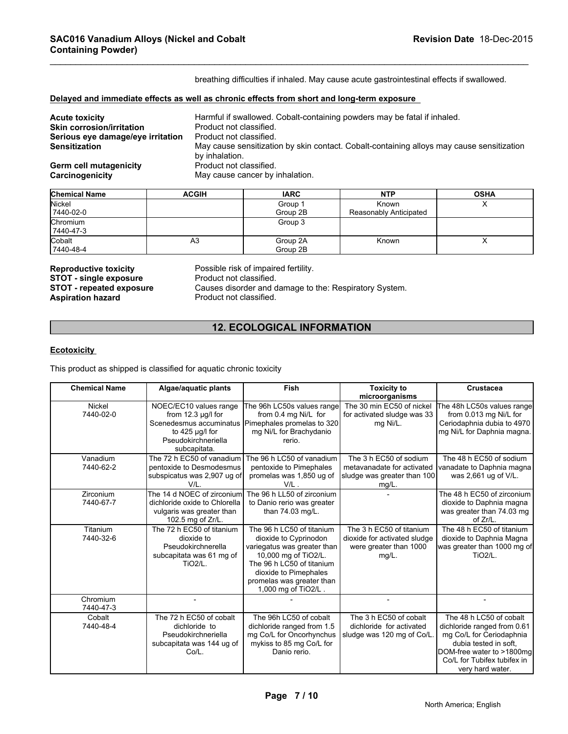breathing difficulties if inhaled. May cause acute gastrointestinal effects if swallowed.

**Delayed and immediate effects as well as chronic effects from short and long-term exposure**

**Acute toxicity** Harmful if swallowed. Cobalt-containing powders may be fatal if inhaled.
**Skin corrosion/irritation** Product not classified.
**Serious eye damage/eye irritation** Product not classified.
**Sensitization** May cause sensitization by skin contact. Cobalt-containing alloys may cause sensitization by inhalation.
**Germ cell mutagenicity** Product not classified.
**Carcinogenicity** May cause cancer by inhalation.

| Chemical Name | ACGIH | IARC | NTP | OSHA |
|---|---|---|---|---|
| Nickel<br>7440-02-0 | | Group 1<br>Group 2B | Known<br>Reasonably Anticipated | X |
| Chromium<br>7440-47-3 | | Group 3 | | |
| Cobalt<br>7440-48-4 | A3 | Group 2A<br>Group 2B | Known | X |

**Reproductive toxicity** Possible risk of impaired fertility.
**STOT - single exposure** Product not classified.
**STOT - repeated exposure** Causes disorder and damage to the: Respiratory System.
**Aspiration hazard** Product not classified.

## 12. ECOLOGICAL INFORMATION

**Ecotoxicity**

This product as shipped is classified for aquatic chronic toxicity

| Chemical Name | Algae/aquatic plants | Fish | Toxicity to microorganisms | Crustacea |
|---|---|---|---|---|
| Nickel<br>7440-02-0 | NOEC/EC10 values range from 12.3 µg/l for Scenedesmus accuminatus to 425 µg/l for Pseudokirchneriella subcapitata. | The 96h LC50s values range from 0.4 mg Ni/L for Pimephales promelas to 320 mg Ni/L for Brachydanio rerio. | The 30 min EC50 of nickel for activated sludge was 33 mg Ni/L. | The 48h LC50s values range from 0.013 mg Ni/L for Ceriodaphnia dubia to 4970 mg Ni/L for Daphnia magna. |
| Vanadium<br>7440-62-2 | The 72 h EC50 of vanadium pentoxide to Desmodesmus subspicatus was 2,907 ug of V/L. | The 96 h LC50 of vanadium pentoxide to Pimephales promelas was 1,850 ug of V/L . | The 3 h EC50 of sodium metavanadate for activated sludge was greater than 100 mg/L. | The 48 h EC50 of sodium vanadate to Daphnia magna was 2,661 ug of V/L. |
| Zirconium<br>7440-67-7 | The 14 d NOEC of zirconium dichloride oxide to Chlorella vulgaris was greater than 102.5 mg of Zr/L. | The 96 h LL50 of zirconium to Danio rerio was greater than 74.03 mg/L. | - | The 48 h EC50 of zirconium dioxide to Daphnia magna was greater than 74.03 mg of Zr/L. |
| Titanium<br>7440-32-6 | The 72 h EC50 of titanium dioxide to Pseudokirchnerella subcapitata was 61 mg of TiO2/L. | The 96 h LC50 of titanium dioxide to Cyprinodon variegatus was greater than 10,000 mg of TiO2/L. The 96 h LC50 of titanium dioxide to Pimephales promelas was greater than 1,000 mg of TiO2/L . | The 3 h EC50 of titanium dioxide for activated sludge were greater than 1000 mg/L. | The 48 h EC50 of titanium dioxide to Daphnia Magna was greater than 1000 mg of TiO2/L. |
| Chromium<br>7440-47-3 | - | - | - | - |
| Cobalt<br>7440-48-4 | The 72 h EC50 of cobalt dichloride to Pseudokirchneriella subcapitata was 144 ug of Co/L. | The 96h LC50 of cobalt dichloride ranged from 1.5 mg Co/L for Oncorhynchus mykiss to 85 mg Co/L for Danio rerio. | The 3 h EC50 of cobalt dichloride for activated sludge was 120 mg of Co/L. | The 48 h LC50 of cobalt dichloride ranged from 0.61 mg Co/L for Ceriodaphnia dubia tested in soft, DOM-free water to >1800mg Co/L for Tubifex tubifex in very hard water. |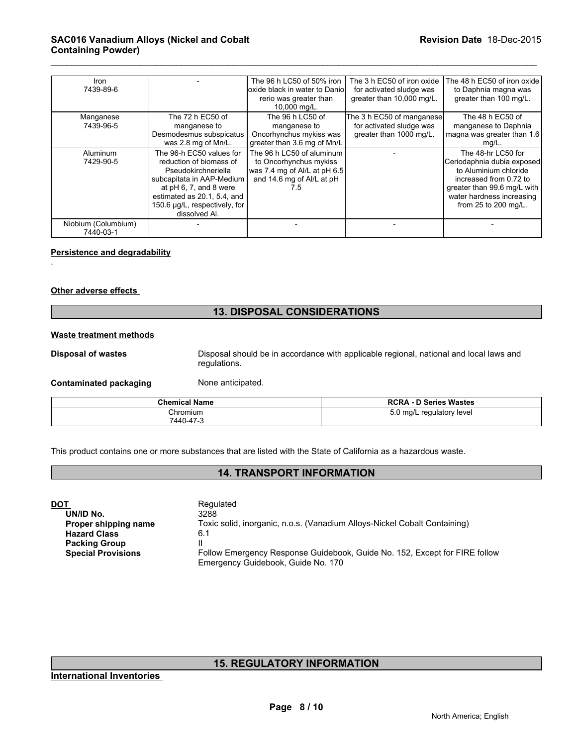| Iron<br>7439-89-6 | - | The 96 h LC50 of 50% iron oxide black in water to Danio rerio was greater than 10,000 mg/L. | The 3 h EC50 of iron oxide for activated sludge was greater than 10,000 mg/L. | The 48 h EC50 of iron oxide to Daphnia magna was greater than 100 mg/L. |
|---|---|---|---|---|
| Manganese<br>7439-96-5 | The 72 h EC50 of manganese to Desmodesmus subspicatus was 2.8 mg of Mn/L. | The 96 h LC50 of manganese to Oncorhynchus mykiss was greater than 3.6 mg of Mn/L | The 3 h EC50 of manganese for activated sludge was greater than 1000 mg/L. | The 48 h EC50 of manganese to Daphnia magna was greater than 1.6 mg/L. |
| Aluminum<br>7429-90-5 | The 96-h EC50 values for reduction of biomass of Pseudokirchneriella subcapitata in AAP-Medium at pH 6, 7, and 8 were estimated as 20.1, 5.4, and 150.6 µg/L, respectively, for dissolved Al. | The 96 h LC50 of aluminum to Oncorhynchus mykiss was 7.4 mg of Al/L at pH 6.5 and 14.6 mg of Al/L at pH 7.5 | - | The 48-hr LC50 for Ceriodaphnia dubia exposed to Aluminium chloride increased from 0.72 to greater than 99.6 mg/L with water hardness increasing from 25 to 200 mg/L. |
| Niobium (Columbium)<br>7440-03-1 | - | - | - | - |

**Persistence and degradability**

.

**Other adverse effects**

## 13. DISPOSAL CONSIDERATIONS

**Waste treatment methods**

**Disposal of wastes** Disposal should be in accordance with applicable regional, national and local laws and regulations.

**Contaminated packaging** None anticipated.

| Chemical Name | RCRA - D Series Wastes |
|---|---|
| Chromium<br>7440-47-3 | 5.0 mg/L regulatory level |

This product contains one or more substances that are listed with the State of California as a hazardous waste.

## 14. TRANSPORT INFORMATION

**DOT** Regulated

**UN/ID No.** 3288

**Proper shipping name** Toxic solid, inorganic, n.o.s. (Vanadium Alloys-Nickel Cobalt Containing)

**Hazard Class** 6.1

**Packing Group** II

**Special Provisions** Follow Emergency Response Guidebook, Guide No. 152, Except for FIRE follow Emergency Guidebook, Guide No. 170

## 15. REGULATORY INFORMATION

**International Inventories**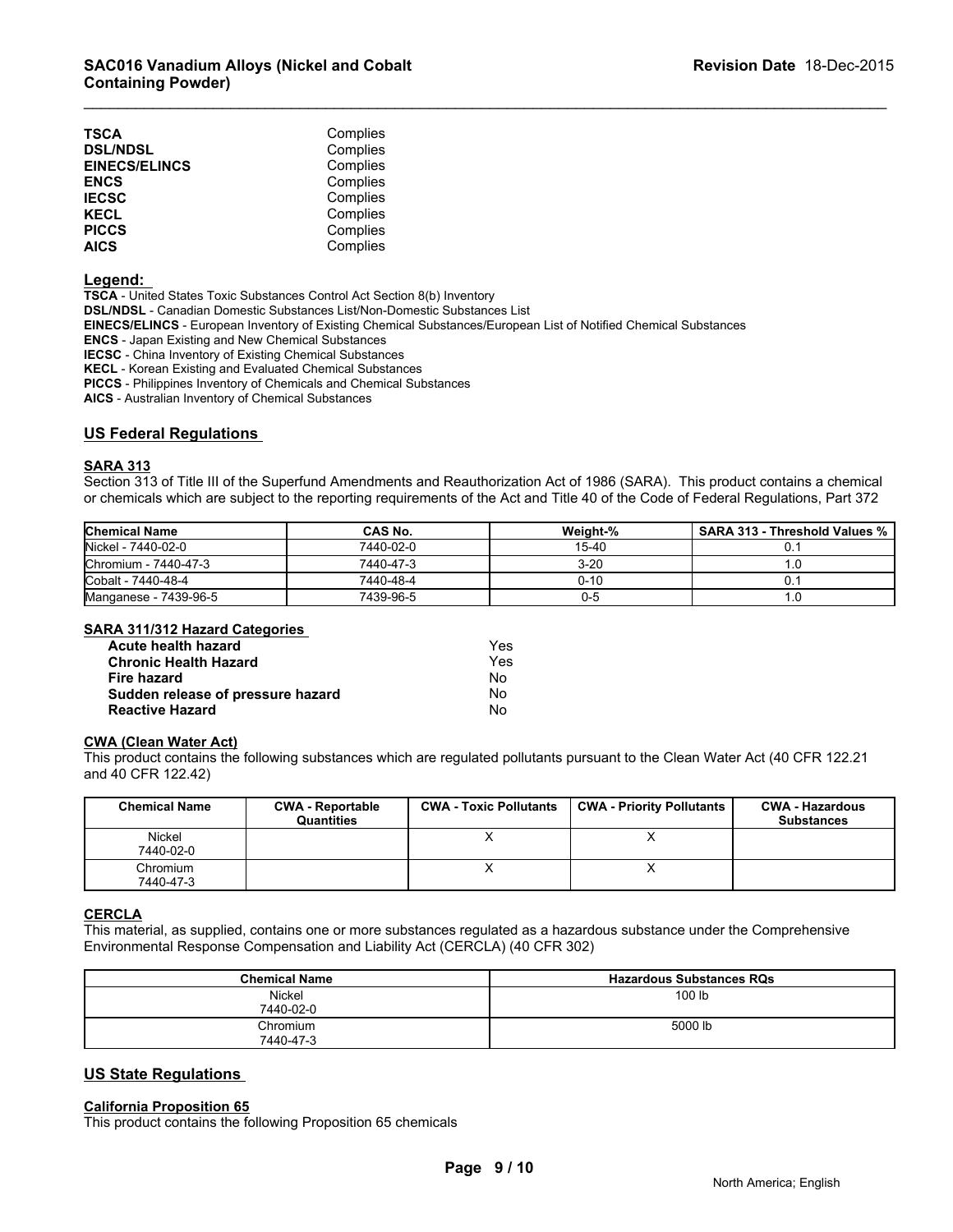| | |
|---|---|
| **TSCA** | Complies |
| **DSL/NDSL** | Complies |
| **EINECS/ELINCS** | Complies |
| **ENCS** | Complies |
| **IECSC** | Complies |
| **KECL** | Complies |
| **PICCS** | Complies |
| **AICS** | Complies |

**Legend:**

**TSCA** - United States Toxic Substances Control Act Section 8(b) Inventory
**DSL/NDSL** - Canadian Domestic Substances List/Non-Domestic Substances List
**EINECS/ELINCS** - European Inventory of Existing Chemical Substances/European List of Notified Chemical Substances
**ENCS** - Japan Existing and New Chemical Substances
**IECSC** - China Inventory of Existing Chemical Substances
**KECL** - Korean Existing and Evaluated Chemical Substances
**PICCS** - Philippines Inventory of Chemicals and Chemical Substances
**AICS** - Australian Inventory of Chemical Substances

## US Federal Regulations

### SARA 313

Section 313 of Title III of the Superfund Amendments and Reauthorization Act of 1986 (SARA). This product contains a chemical or chemicals which are subject to the reporting requirements of the Act and Title 40 of the Code of Federal Regulations, Part 372

| Chemical Name | CAS No. | Weight-% | SARA 313 - Threshold Values % |
|---|---|---|---|
| Nickel - 7440-02-0 | 7440-02-0 | 15-40 | 0.1 |
| Chromium - 7440-47-3 | 7440-47-3 | 3-20 | 1.0 |
| Cobalt - 7440-48-4 | 7440-48-4 | 0-10 | 0.1 |
| Manganese - 7439-96-5 | 7439-96-5 | 0-5 | 1.0 |

### SARA 311/312 Hazard Categories

| | |
|---|---|
| **Acute health hazard** | Yes |
| **Chronic Health Hazard** | Yes |
| **Fire hazard** | No |
| **Sudden release of pressure hazard** | No |
| **Reactive Hazard** | No |

### CWA (Clean Water Act)

This product contains the following substances which are regulated pollutants pursuant to the Clean Water Act (40 CFR 122.21 and 40 CFR 122.42)

| Chemical Name | CWA - Reportable Quantities | CWA - Toxic Pollutants | CWA - Priority Pollutants | CWA - Hazardous Substances |
|---|---|---|---|---|
| Nickel 7440-02-0 | | X | X | |
| Chromium 7440-47-3 | | X | X | |

### CERCLA

This material, as supplied, contains one or more substances regulated as a hazardous substance under the Comprehensive Environmental Response Compensation and Liability Act (CERCLA) (40 CFR 302)

| Chemical Name | Hazardous Substances RQs |
|---|---|
| Nickel 7440-02-0 | 100 lb |
| Chromium 7440-47-3 | 5000 lb |

## US State Regulations

### California Proposition 65

This product contains the following Proposition 65 chemicals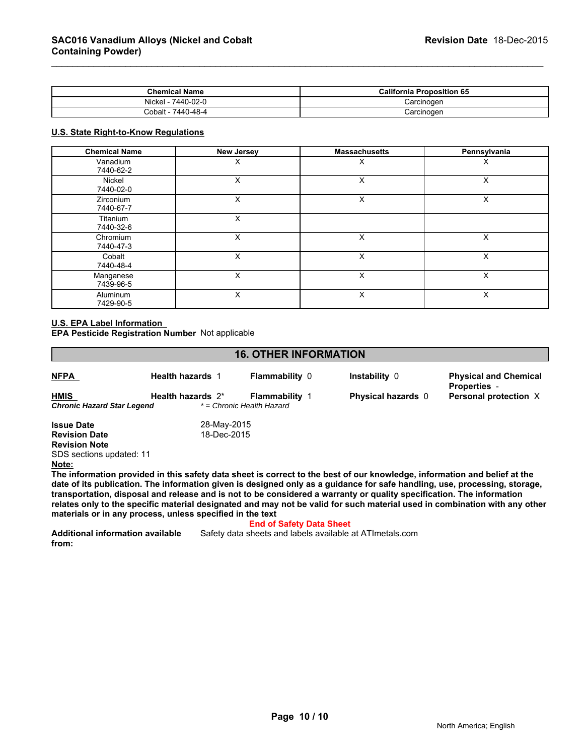| Chemical Name | California Proposition 65 |
| --- | --- |
| Nickel - 7440-02-0 | Carcinogen |
| Cobalt - 7440-48-4 | Carcinogen |

**U.S. State Right-to-Know Regulations**

| Chemical Name | New Jersey | Massachusetts | Pennsylvania |
| --- | --- | --- | --- |
| Vanadium 7440-62-2 | X | X | X |
| Nickel 7440-02-0 | X | X | X |
| Zirconium 7440-67-7 | X | X | X |
| Titanium 7440-32-6 | X | | |
| Chromium 7440-47-3 | X | X | X |
| Cobalt 7440-48-4 | X | X | X |
| Manganese 7439-96-5 | X | X | X |
| Aluminum 7429-90-5 | X | X | X |

**U.S. EPA Label Information**

**EPA Pesticide Registration Number** Not applicable

## 16. OTHER INFORMATION

**NFPA** — **Health hazards** 1 — **Flammability** 0 — **Instability** 0 — **Physical and Chemical Properties** -

**HMIS** — **Health hazards** 2* — **Flammability** 1 — **Physical hazards** 0 — **Personal protection** X

***Chronic Hazard Star Legend*** *\* = Chronic Health Hazard*

**Issue Date** 28-May-2015

**Revision Date** 18-Dec-2015

**Revision Note**

SDS sections updated: 11

**Note:**

**The information provided in this safety data sheet is correct to the best of our knowledge, information and belief at the date of its publication. The information given is designed only as a guidance for safe handling, use, processing, storage, transportation, disposal and release and is not to be considered a warranty or quality specification. The information relates only to the specific material designated and may not be valid for such material used in combination with any other materials or in any process, unless specified in the text**

**End of Safety Data Sheet**

**Additional information available from:** Safety data sheets and labels available at ATImetals.com

North America; English